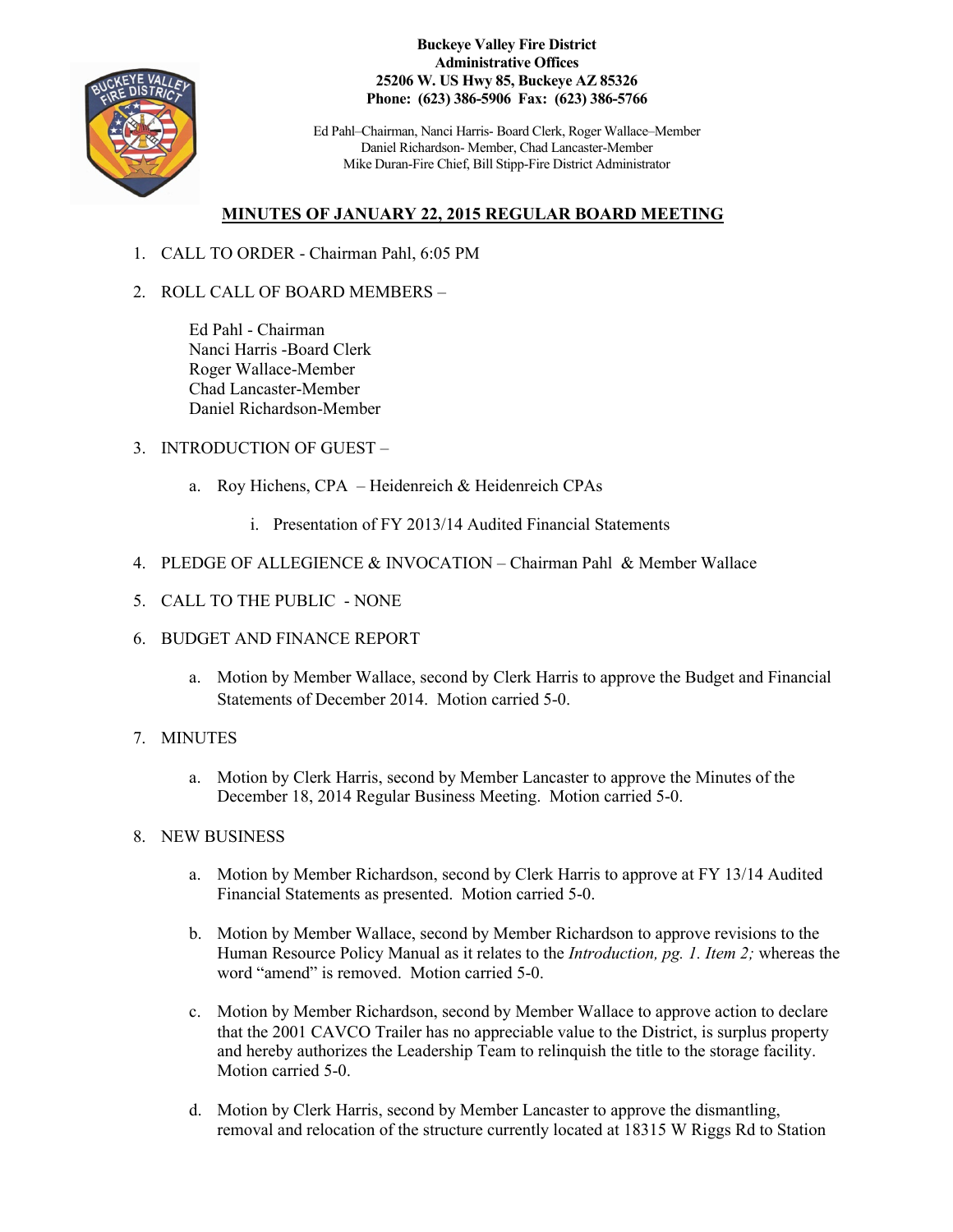**Buckeye Valley Fire District**
**Administrative Offices**
**25206 W. US Hwy 85, Buckeye AZ 85326**
**Phone: (623) 386-5906 Fax: (623) 386-5766**

Ed Pahl–Chairman, Nanci Harris- Board Clerk, Roger Wallace–Member
Daniel Richardson- Member, Chad Lancaster-Member
Mike Duran-Fire Chief, Bill Stipp-Fire District Administrator

## MINUTES OF JANUARY 22, 2015 REGULAR BOARD MEETING

1. CALL TO ORDER - Chairman Pahl, 6:05 PM

2. ROLL CALL OF BOARD MEMBERS –

   Ed Pahl - Chairman
   Nanci Harris -Board Clerk
   Roger Wallace-Member
   Chad Lancaster-Member
   Daniel Richardson-Member

3. INTRODUCTION OF GUEST –

   a. Roy Hichens, CPA – Heidenreich & Heidenreich CPAs

      i. Presentation of FY 2013/14 Audited Financial Statements

4. PLEDGE OF ALLEGIENCE & INVOCATION – Chairman Pahl & Member Wallace

5. CALL TO THE PUBLIC - NONE

6. BUDGET AND FINANCE REPORT

   a. Motion by Member Wallace, second by Clerk Harris to approve the Budget and Financial Statements of December 2014. Motion carried 5-0.

7. MINUTES

   a. Motion by Clerk Harris, second by Member Lancaster to approve the Minutes of the December 18, 2014 Regular Business Meeting. Motion carried 5-0.

8. NEW BUSINESS

   a. Motion by Member Richardson, second by Clerk Harris to approve at FY 13/14 Audited Financial Statements as presented. Motion carried 5-0.

   b. Motion by Member Wallace, second by Member Richardson to approve revisions to the Human Resource Policy Manual as it relates to the *Introduction, pg. 1. Item 2;* whereas the word "amend" is removed. Motion carried 5-0.

   c. Motion by Member Richardson, second by Member Wallace to approve action to declare that the 2001 CAVCO Trailer has no appreciable value to the District, is surplus property and hereby authorizes the Leadership Team to relinquish the title to the storage facility. Motion carried 5-0.

   d. Motion by Clerk Harris, second by Member Lancaster to approve the dismantling, removal and relocation of the structure currently located at 18315 W Riggs Rd to Station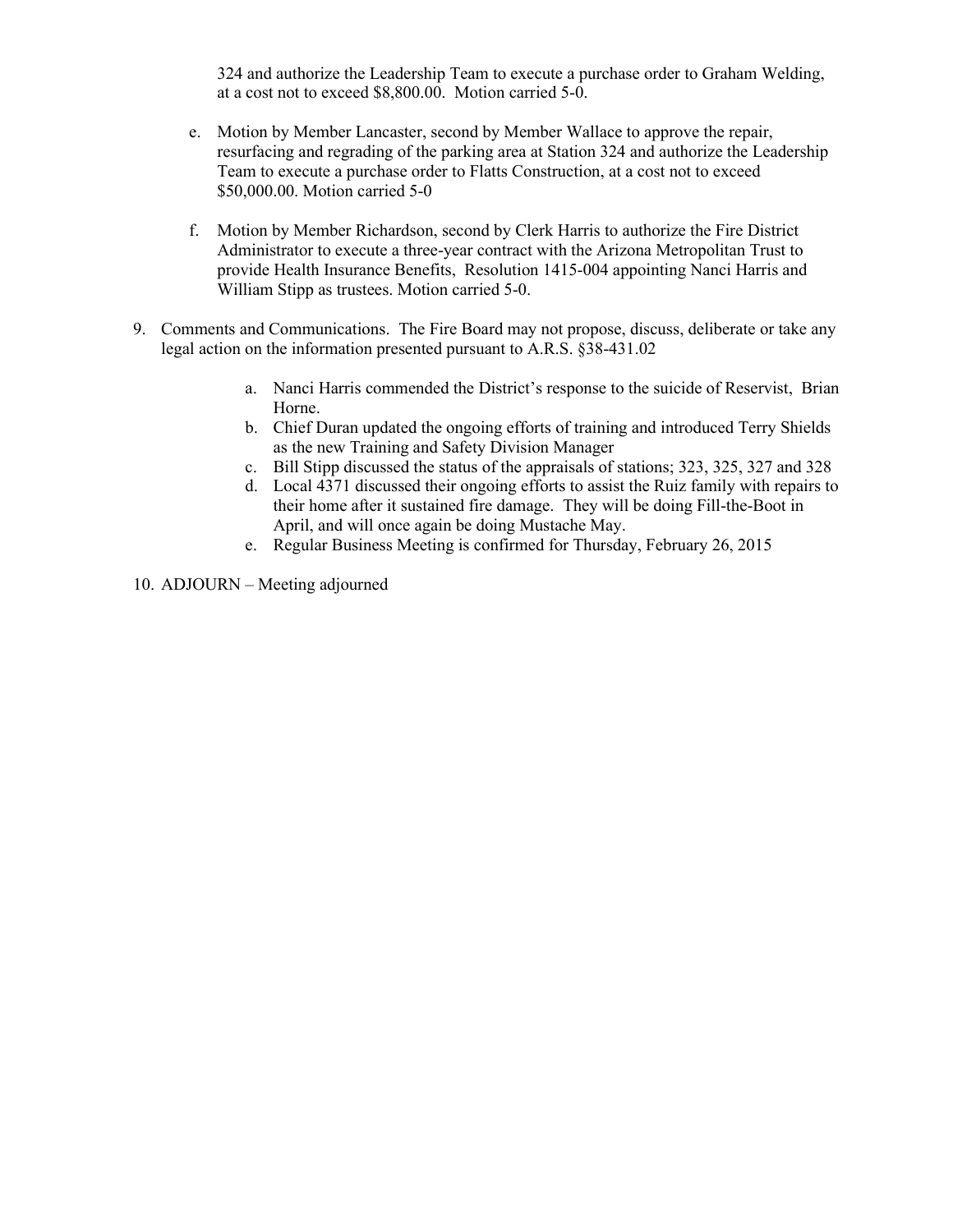324 and authorize the Leadership Team to execute a purchase order to Graham Welding, at a cost not to exceed $8,800.00. Motion carried 5-0.

e. Motion by Member Lancaster, second by Member Wallace to approve the repair, resurfacing and regrading of the parking area at Station 324 and authorize the Leadership Team to execute a purchase order to Flatts Construction, at a cost not to exceed $50,000.00. Motion carried 5-0

f. Motion by Member Richardson, second by Clerk Harris to authorize the Fire District Administrator to execute a three-year contract with the Arizona Metropolitan Trust to provide Health Insurance Benefits, Resolution 1415-004 appointing Nanci Harris and William Stipp as trustees. Motion carried 5-0.

9. Comments and Communications. The Fire Board may not propose, discuss, deliberate or take any legal action on the information presented pursuant to A.R.S. §38-431.02

   a. Nanci Harris commended the District's response to the suicide of Reservist, Brian Horne.
   b. Chief Duran updated the ongoing efforts of training and introduced Terry Shields as the new Training and Safety Division Manager
   c. Bill Stipp discussed the status of the appraisals of stations; 323, 325, 327 and 328
   d. Local 4371 discussed their ongoing efforts to assist the Ruiz family with repairs to their home after it sustained fire damage. They will be doing Fill-the-Boot in April, and will once again be doing Mustache May.
   e. Regular Business Meeting is confirmed for Thursday, February 26, 2015

10. ADJOURN – Meeting adjourned